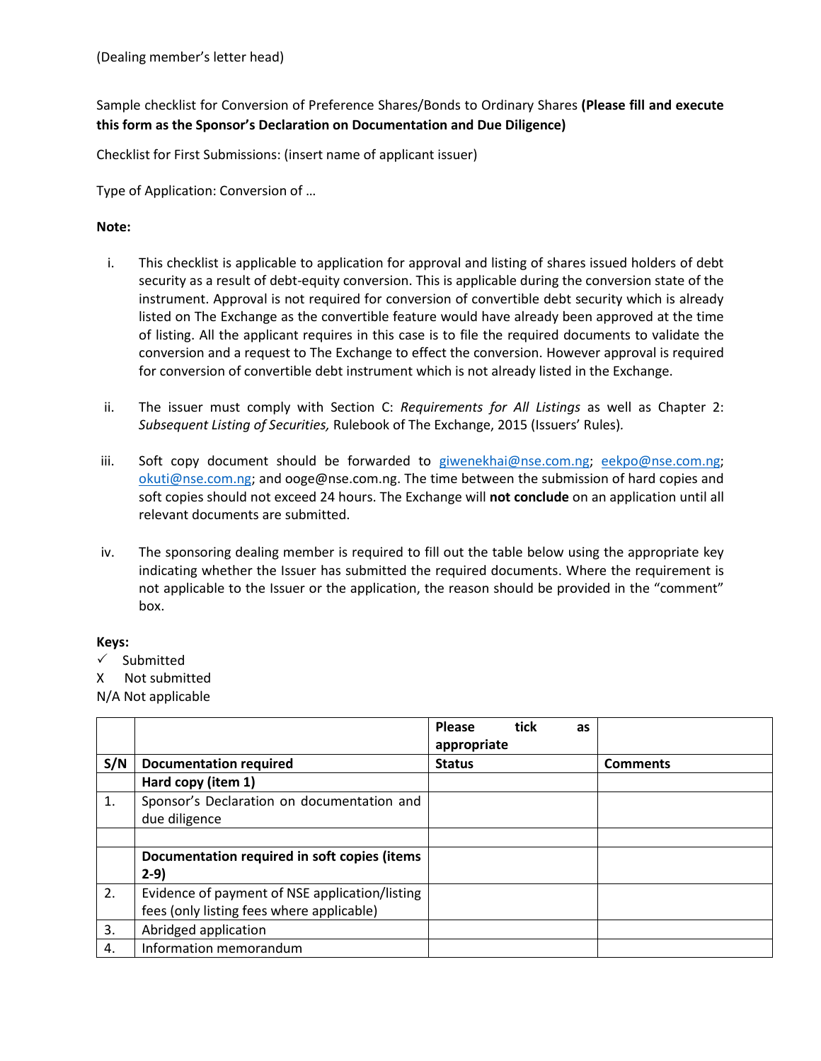(Dealing member's letter head)

Sample checklist for Conversion of Preference Shares/Bonds to Ordinary Shares **(Please fill and execute this form as the Sponsor's Declaration on Documentation and Due Diligence)**

Checklist for First Submissions: (insert name of applicant issuer)

Type of Application: Conversion of …

**Note:**

i. This checklist is applicable to application for approval and listing of shares issued holders of debt security as a result of debt-equity conversion. This is applicable during the conversion state of the instrument. Approval is not required for conversion of convertible debt security which is already listed on The Exchange as the convertible feature would have already been approved at the time of listing. All the applicant requires in this case is to file the required documents to validate the conversion and a request to The Exchange to effect the conversion. However approval is required for conversion of convertible debt instrument which is not already listed in the Exchange.

ii. The issuer must comply with Section C: *Requirements for All Listings* as well as Chapter 2: *Subsequent Listing of Securities,* Rulebook of The Exchange, 2015 (Issuers' Rules).

iii. Soft copy document should be forwarded to giwenekhai@nse.com.ng; eekpo@nse.com.ng; okuti@nse.com.ng; and ooge@nse.com.ng. The time between the submission of hard copies and soft copies should not exceed 24 hours. The Exchange will **not conclude** on an application until all relevant documents are submitted.

iv. The sponsoring dealing member is required to fill out the table below using the appropriate key indicating whether the Issuer has submitted the required documents. Where the requirement is not applicable to the Issuer or the application, the reason should be provided in the "comment" box.

**Keys:**

✓ Submitted
X Not submitted
N/A Not applicable

| | | **Please tick as appropriate** | |
|---|---|---|---|
| **S/N** | **Documentation required** | **Status** | **Comments** |
| | **Hard copy (item 1)** | | |
| 1. | Sponsor's Declaration on documentation and due diligence | | |
| | | | |
| | **Documentation required in soft copies (items 2-9)** | | |
| 2. | Evidence of payment of NSE application/listing fees (only listing fees where applicable) | | |
| 3. | Abridged application | | |
| 4. | Information memorandum | | |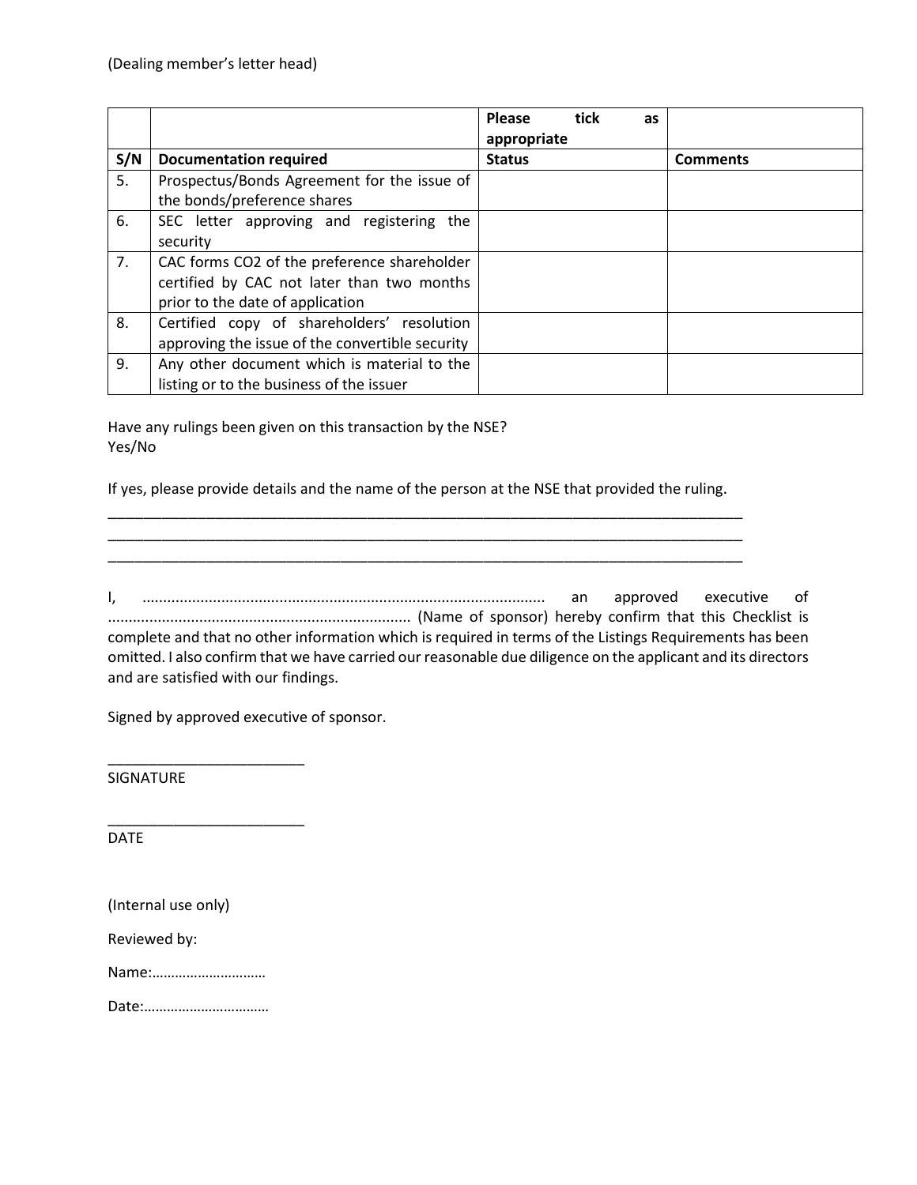(Dealing member's letter head)

| | | Please tick as appropriate | |
|---|---|---|---|
| **S/N** | **Documentation required** | **Status** | **Comments** |
| 5. | Prospectus/Bonds Agreement for the issue of the bonds/preference shares | | |
| 6. | SEC letter approving and registering the security | | |
| 7. | CAC forms CO2 of the preference shareholder certified by CAC not later than two months prior to the date of application | | |
| 8. | Certified copy of shareholders' resolution approving the issue of the convertible security | | |
| 9. | Any other document which is material to the listing or to the business of the issuer | | |

Have any rulings been given on this transaction by the NSE?
Yes/No

If yes, please provide details and the name of the person at the NSE that provided the ruling.

___________________________________________________________________________________
___________________________________________________________________________________
___________________________________________________________________________________

I, ................................................................................................ an approved executive of ........................................................................ (Name of sponsor) hereby confirm that this Checklist is complete and that no other information which is required in terms of the Listings Requirements has been omitted. I also confirm that we have carried our reasonable due diligence on the applicant and its directors and are satisfied with our findings.

Signed by approved executive of sponsor.

_________________________
SIGNATURE

_________________________
DATE

(Internal use only)

Reviewed by:

Name:…………………………

Date:……………………………